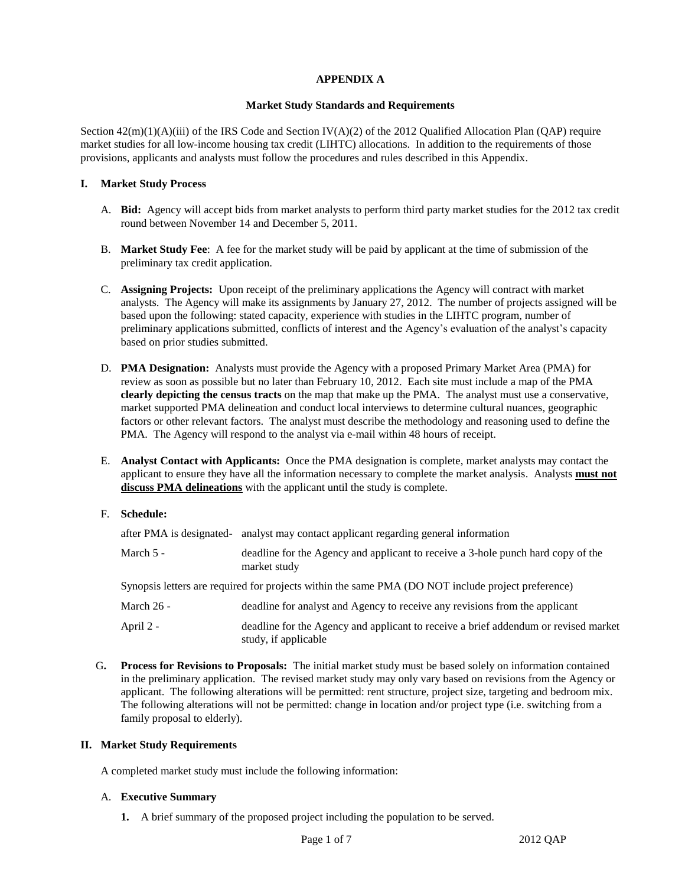# APPENDIX A

## Market Study Standards and Requirements

Section 42(m)(1)(A)(iii) of the IRS Code and Section IV(A)(2) of the 2012 Qualified Allocation Plan (QAP) require market studies for all low-income housing tax credit (LIHTC) allocations. In addition to the requirements of those provisions, applicants and analysts must follow the procedures and rules described in this Appendix.

### I. Market Study Process

A. **Bid:** Agency will accept bids from market analysts to perform third party market studies for the 2012 tax credit round between November 14 and December 5, 2011.

B. **Market Study Fee**: A fee for the market study will be paid by applicant at the time of submission of the preliminary tax credit application.

C. **Assigning Projects:** Upon receipt of the preliminary applications the Agency will contract with market analysts. The Agency will make its assignments by January 27, 2012. The number of projects assigned will be based upon the following: stated capacity, experience with studies in the LIHTC program, number of preliminary applications submitted, conflicts of interest and the Agency's evaluation of the analyst's capacity based on prior studies submitted.

D. **PMA Designation:** Analysts must provide the Agency with a proposed Primary Market Area (PMA) for review as soon as possible but no later than February 10, 2012. Each site must include a map of the PMA **clearly depicting the census tracts** on the map that make up the PMA. The analyst must use a conservative, market supported PMA delineation and conduct local interviews to determine cultural nuances, geographic factors or other relevant factors. The analyst must describe the methodology and reasoning used to define the PMA. The Agency will respond to the analyst via e-mail within 48 hours of receipt.

E. **Analyst Contact with Applicants:** Once the PMA designation is complete, market analysts may contact the applicant to ensure they have all the information necessary to complete the market analysis. Analysts **<u>must not discuss PMA delineations</u>** with the applicant until the study is complete.

F. **Schedule:**

after PMA is designated- analyst may contact applicant regarding general information

March 5 - deadline for the Agency and applicant to receive a 3-hole punch hard copy of the market study

Synopsis letters are required for projects within the same PMA (DO NOT include project preference)

March 26 - deadline for analyst and Agency to receive any revisions from the applicant

April 2 - deadline for the Agency and applicant to receive a brief addendum or revised market study, if applicable

G**.** **Process for Revisions to Proposals:** The initial market study must be based solely on information contained in the preliminary application. The revised market study may only vary based on revisions from the Agency or applicant. The following alterations will be permitted: rent structure, project size, targeting and bedroom mix. The following alterations will not be permitted: change in location and/or project type (i.e. switching from a family proposal to elderly).

### II. Market Study Requirements

A completed market study must include the following information:

A. **Executive Summary**

**1.** A brief summary of the proposed project including the population to be served.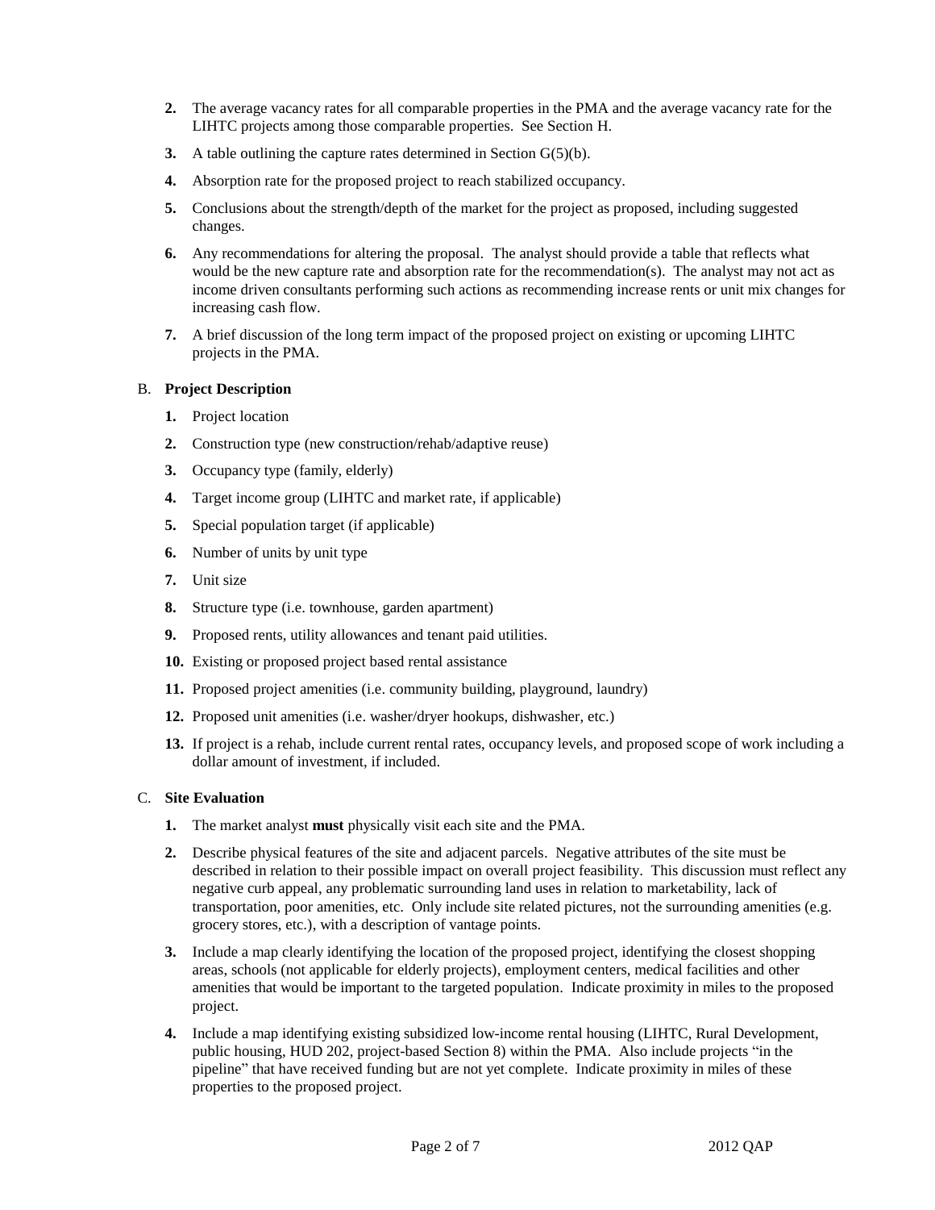2. The average vacancy rates for all comparable properties in the PMA and the average vacancy rate for the LIHTC projects among those comparable properties. See Section H.
3. A table outlining the capture rates determined in Section G(5)(b).
4. Absorption rate for the proposed project to reach stabilized occupancy.
5. Conclusions about the strength/depth of the market for the project as proposed, including suggested changes.
6. Any recommendations for altering the proposal. The analyst should provide a table that reflects what would be the new capture rate and absorption rate for the recommendation(s). The analyst may not act as income driven consultants performing such actions as recommending increase rents or unit mix changes for increasing cash flow.
7. A brief discussion of the long term impact of the proposed project on existing or upcoming LIHTC projects in the PMA.

B. **Project Description**

1. Project location
2. Construction type (new construction/rehab/adaptive reuse)
3. Occupancy type (family, elderly)
4. Target income group (LIHTC and market rate, if applicable)
5. Special population target (if applicable)
6. Number of units by unit type
7. Unit size
8. Structure type (i.e. townhouse, garden apartment)
9. Proposed rents, utility allowances and tenant paid utilities.
10. Existing or proposed project based rental assistance
11. Proposed project amenities (i.e. community building, playground, laundry)
12. Proposed unit amenities (i.e. washer/dryer hookups, dishwasher, etc.)
13. If project is a rehab, include current rental rates, occupancy levels, and proposed scope of work including a dollar amount of investment, if included.

C. **Site Evaluation**

1. The market analyst **must** physically visit each site and the PMA.
2. Describe physical features of the site and adjacent parcels. Negative attributes of the site must be described in relation to their possible impact on overall project feasibility. This discussion must reflect any negative curb appeal, any problematic surrounding land uses in relation to marketability, lack of transportation, poor amenities, etc. Only include site related pictures, not the surrounding amenities (e.g. grocery stores, etc.), with a description of vantage points.
3. Include a map clearly identifying the location of the proposed project, identifying the closest shopping areas, schools (not applicable for elderly projects), employment centers, medical facilities and other amenities that would be important to the targeted population. Indicate proximity in miles to the proposed project.
4. Include a map identifying existing subsidized low-income rental housing (LIHTC, Rural Development, public housing, HUD 202, project-based Section 8) within the PMA. Also include projects "in the pipeline" that have received funding but are not yet complete. Indicate proximity in miles of these properties to the proposed project.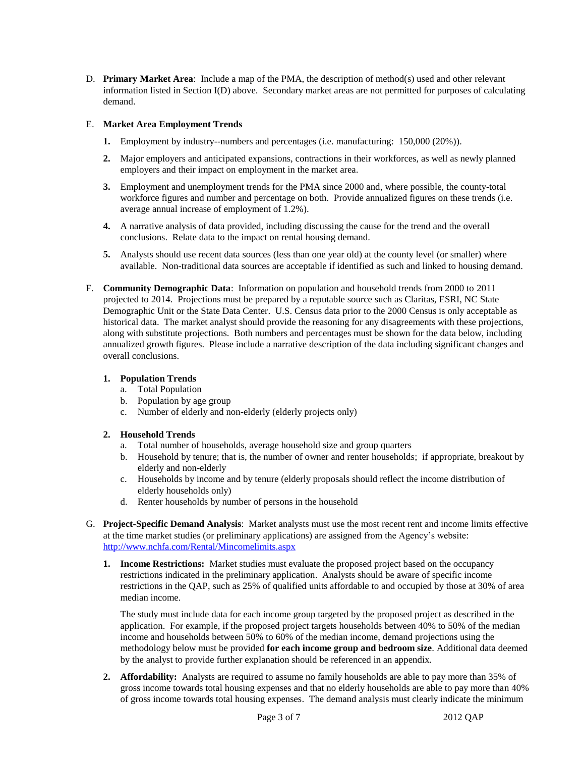D. **Primary Market Area**: Include a map of the PMA, the description of method(s) used and other relevant information listed in Section I(D) above. Secondary market areas are not permitted for purposes of calculating demand.

E. **Market Area Employment Trends**

   **1.** Employment by industry--numbers and percentages (i.e. manufacturing: 150,000 (20%)).

   **2.** Major employers and anticipated expansions, contractions in their workforces, as well as newly planned employers and their impact on employment in the market area.

   **3.** Employment and unemployment trends for the PMA since 2000 and, where possible, the county-total workforce figures and number and percentage on both. Provide annualized figures on these trends (i.e. average annual increase of employment of 1.2%).

   **4.** A narrative analysis of data provided, including discussing the cause for the trend and the overall conclusions. Relate data to the impact on rental housing demand.

   **5.** Analysts should use recent data sources (less than one year old) at the county level (or smaller) where available. Non-traditional data sources are acceptable if identified as such and linked to housing demand.

F. **Community Demographic Data**: Information on population and household trends from 2000 to 2011 projected to 2014. Projections must be prepared by a reputable source such as Claritas, ESRI, NC State Demographic Unit or the State Data Center. U.S. Census data prior to the 2000 Census is only acceptable as historical data. The market analyst should provide the reasoning for any disagreements with these projections, along with substitute projections. Both numbers and percentages must be shown for the data below, including annualized growth figures. Please include a narrative description of the data including significant changes and overall conclusions.

   **1. Population Trends**
   a. Total Population
   b. Population by age group
   c. Number of elderly and non-elderly (elderly projects only)

   **2. Household Trends**
   a. Total number of households, average household size and group quarters
   b. Household by tenure; that is, the number of owner and renter households; if appropriate, breakout by elderly and non-elderly
   c. Households by income and by tenure (elderly proposals should reflect the income distribution of elderly households only)
   d. Renter households by number of persons in the household

G. **Project-Specific Demand Analysis**: Market analysts must use the most recent rent and income limits effective at the time market studies (or preliminary applications) are assigned from the Agency's website: http://www.nchfa.com/Rental/Mincomelimits.aspx

   **1. Income Restrictions:** Market studies must evaluate the proposed project based on the occupancy restrictions indicated in the preliminary application. Analysts should be aware of specific income restrictions in the QAP, such as 25% of qualified units affordable to and occupied by those at 30% of area median income.

   The study must include data for each income group targeted by the proposed project as described in the application. For example, if the proposed project targets households between 40% to 50% of the median income and households between 50% to 60% of the median income, demand projections using the methodology below must be provided **for each income group and bedroom size**. Additional data deemed by the analyst to provide further explanation should be referenced in an appendix.

   **2. Affordability:** Analysts are required to assume no family households are able to pay more than 35% of gross income towards total housing expenses and that no elderly households are able to pay more than 40% of gross income towards total housing expenses. The demand analysis must clearly indicate the minimum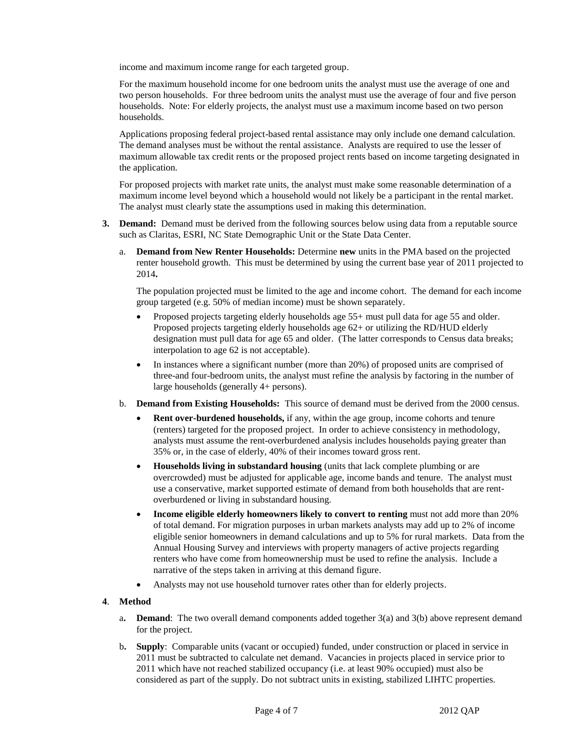income and maximum income range for each targeted group.

For the maximum household income for one bedroom units the analyst must use the average of one and two person households. For three bedroom units the analyst must use the average of four and five person households. Note: For elderly projects, the analyst must use a maximum income based on two person households.

Applications proposing federal project-based rental assistance may only include one demand calculation. The demand analyses must be without the rental assistance. Analysts are required to use the lesser of maximum allowable tax credit rents or the proposed project rents based on income targeting designated in the application.

For proposed projects with market rate units, the analyst must make some reasonable determination of a maximum income level beyond which a household would not likely be a participant in the rental market. The analyst must clearly state the assumptions used in making this determination.

**3. Demand:** Demand must be derived from the following sources below using data from a reputable source such as Claritas, ESRI, NC State Demographic Unit or the State Data Center.

a. **Demand from New Renter Households:** Determine **new** units in the PMA based on the projected renter household growth. This must be determined by using the current base year of 2011 projected to 2014**.**

The population projected must be limited to the age and income cohort. The demand for each income group targeted (e.g. 50% of median income) must be shown separately.

- Proposed projects targeting elderly households age 55+ must pull data for age 55 and older. Proposed projects targeting elderly households age 62+ or utilizing the RD/HUD elderly designation must pull data for age 65 and older. (The latter corresponds to Census data breaks; interpolation to age 62 is not acceptable).
- In instances where a significant number (more than 20%) of proposed units are comprised of three-and four-bedroom units, the analyst must refine the analysis by factoring in the number of large households (generally 4+ persons).

b. **Demand from Existing Households:** This source of demand must be derived from the 2000 census.

- **Rent over-burdened households,** if any, within the age group, income cohorts and tenure (renters) targeted for the proposed project. In order to achieve consistency in methodology, analysts must assume the rent-overburdened analysis includes households paying greater than 35% or, in the case of elderly, 40% of their incomes toward gross rent.
- **Households living in substandard housing** (units that lack complete plumbing or are overcrowded) must be adjusted for applicable age, income bands and tenure. The analyst must use a conservative, market supported estimate of demand from both households that are rent-overburdened or living in substandard housing.
- **Income eligible elderly homeowners likely to convert to renting** must not add more than 20% of total demand. For migration purposes in urban markets analysts may add up to 2% of income eligible senior homeowners in demand calculations and up to 5% for rural markets. Data from the Annual Housing Survey and interviews with property managers of active projects regarding renters who have come from homeownership must be used to refine the analysis. Include a narrative of the steps taken in arriving at this demand figure.
- Analysts may not use household turnover rates other than for elderly projects.

**4. Method**

a**. Demand**: The two overall demand components added together 3(a) and 3(b) above represent demand for the project.

b**. Supply**: Comparable units (vacant or occupied) funded, under construction or placed in service in 2011 must be subtracted to calculate net demand. Vacancies in projects placed in service prior to 2011 which have not reached stabilized occupancy (i.e. at least 90% occupied) must also be considered as part of the supply. Do not subtract units in existing, stabilized LIHTC properties.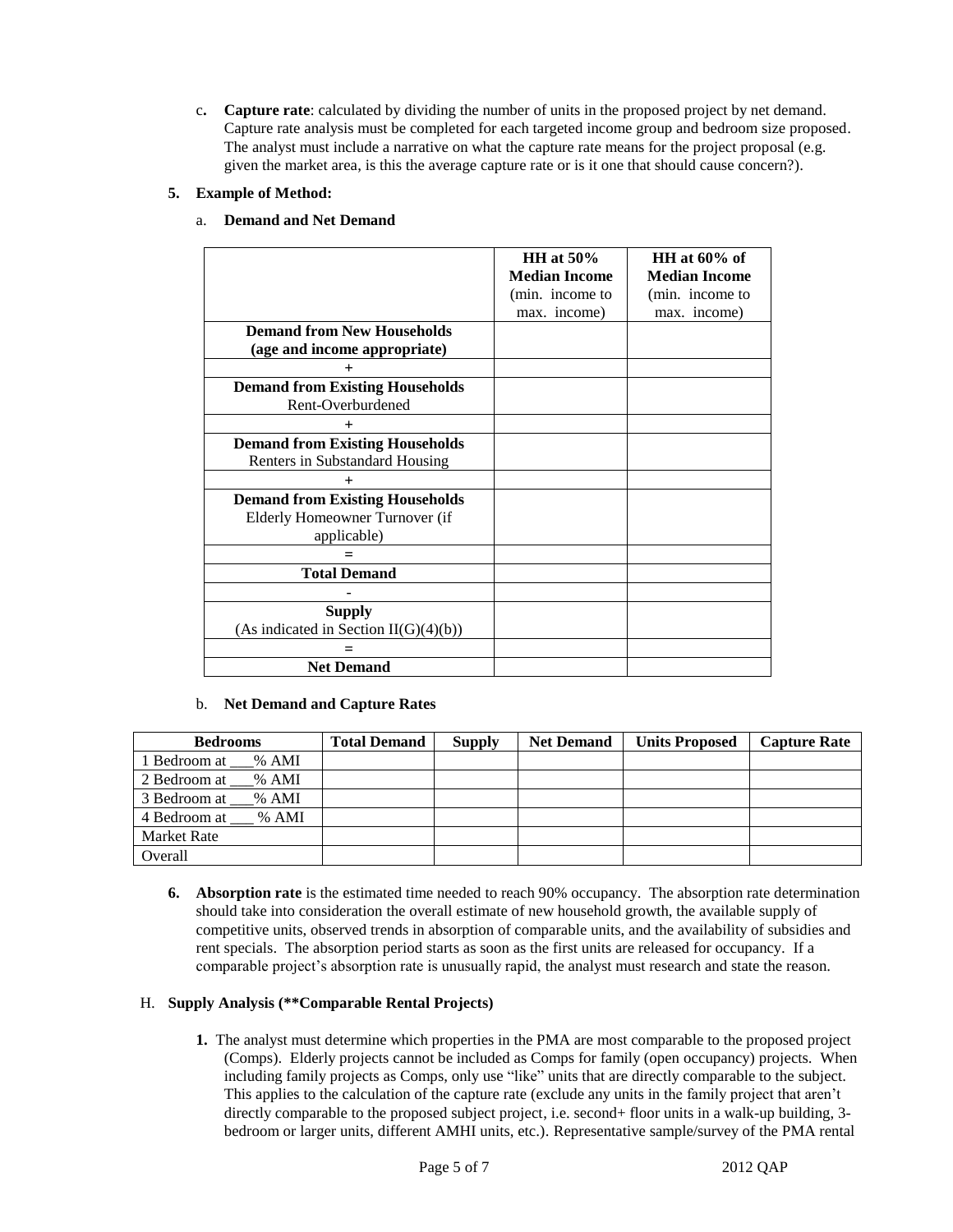c. **Capture rate**: calculated by dividing the number of units in the proposed project by net demand. Capture rate analysis must be completed for each targeted income group and bedroom size proposed. The analyst must include a narrative on what the capture rate means for the project proposal (e.g. given the market area, is this the average capture rate or is it one that should cause concern?).

**5. Example of Method:**

a. **Demand and Net Demand**

| | **HH at 50% Median Income** (min. income to max. income) | **HH at 60% of Median Income** (min. income to max. income) |
|---|---|---|
| **Demand from New Households (age and income appropriate)** | | |
| + | | |
| **Demand from Existing Households** Rent-Overburdened | | |
| + | | |
| **Demand from Existing Households** Renters in Substandard Housing | | |
| + | | |
| **Demand from Existing Households** Elderly Homeowner Turnover (if applicable) | | |
| = | | |
| **Total Demand** | | |
| - | | |
| **Supply** (As indicated in Section II(G)(4)(b)) | | |
| = | | |
| **Net Demand** | | |

b. **Net Demand and Capture Rates**

| **Bedrooms** | **Total Demand** | **Supply** | **Net Demand** | **Units Proposed** | **Capture Rate** |
|---|---|---|---|---|---|
| 1 Bedroom at ___% AMI | | | | | |
| 2 Bedroom at ___% AMI | | | | | |
| 3 Bedroom at ___% AMI | | | | | |
| 4 Bedroom at ___ % AMI | | | | | |
| Market Rate | | | | | |
| Overall | | | | | |

**6. Absorption rate** is the estimated time needed to reach 90% occupancy. The absorption rate determination should take into consideration the overall estimate of new household growth, the available supply of competitive units, observed trends in absorption of comparable units, and the availability of subsidies and rent specials. The absorption period starts as soon as the first units are released for occupancy. If a comparable project's absorption rate is unusually rapid, the analyst must research and state the reason.

H. **Supply Analysis (**Comparable Rental Projects)**

**1.** The analyst must determine which properties in the PMA are most comparable to the proposed project (Comps). Elderly projects cannot be included as Comps for family (open occupancy) projects. When including family projects as Comps, only use "like" units that are directly comparable to the subject. This applies to the calculation of the capture rate (exclude any units in the family project that aren't directly comparable to the proposed subject project, i.e. second+ floor units in a walk-up building, 3-bedroom or larger units, different AMHI units, etc.). Representative sample/survey of the PMA rental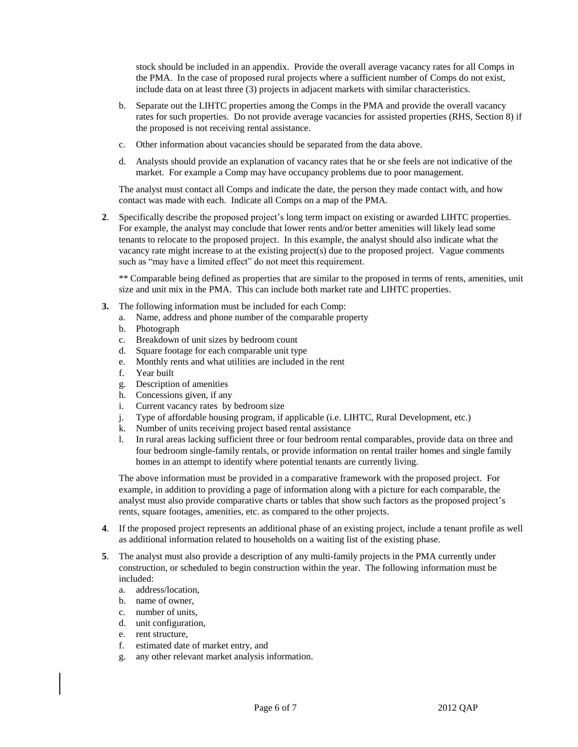stock should be included in an appendix. Provide the overall average vacancy rates for all Comps in the PMA. In the case of proposed rural projects where a sufficient number of Comps do not exist, include data on at least three (3) projects in adjacent markets with similar characteristics.

b. Separate out the LIHTC properties among the Comps in the PMA and provide the overall vacancy rates for such properties. Do not provide average vacancies for assisted properties (RHS, Section 8) if the proposed is not receiving rental assistance.

c. Other information about vacancies should be separated from the data above.

d. Analysts should provide an explanation of vacancy rates that he or she feels are not indicative of the market. For example a Comp may have occupancy problems due to poor management.

The analyst must contact all Comps and indicate the date, the person they made contact with, and how contact was made with each. Indicate all Comps on a map of the PMA.

**2**. Specifically describe the proposed project's long term impact on existing or awarded LIHTC properties. For example, the analyst may conclude that lower rents and/or better amenities will likely lead some tenants to relocate to the proposed project. In this example, the analyst should also indicate what the vacancy rate might increase to at the existing project(s) due to the proposed project. Vague comments such as "may have a limited effect" do not meet this requirement.

** Comparable being defined as properties that are similar to the proposed in terms of rents, amenities, unit size and unit mix in the PMA. This can include both market rate and LIHTC properties.

**3.** The following information must be included for each Comp:

a. Name, address and phone number of the comparable property
b. Photograph
c. Breakdown of unit sizes by bedroom count
d. Square footage for each comparable unit type
e. Monthly rents and what utilities are included in the rent
f. Year built
g. Description of amenities
h. Concessions given, if any
i. Current vacancy rates by bedroom size
j. Type of affordable housing program, if applicable (i.e. LIHTC, Rural Development, etc.)
k. Number of units receiving project based rental assistance
l. In rural areas lacking sufficient three or four bedroom rental comparables, provide data on three and four bedroom single-family rentals, or provide information on rental trailer homes and single family homes in an attempt to identify where potential tenants are currently living.

The above information must be provided in a comparative framework with the proposed project. For example, in addition to providing a page of information along with a picture for each comparable, the analyst must also provide comparative charts or tables that show such factors as the proposed project's rents, square footages, amenities, etc. as compared to the other projects.

**4**. If the proposed project represents an additional phase of an existing project, include a tenant profile as well as additional information related to households on a waiting list of the existing phase.

**5**. The analyst must also provide a description of any multi-family projects in the PMA currently under construction, or scheduled to begin construction within the year. The following information must be included:

a. address/location,
b. name of owner,
c. number of units,
d. unit configuration,
e. rent structure,
f. estimated date of market entry, and
g. any other relevant market analysis information.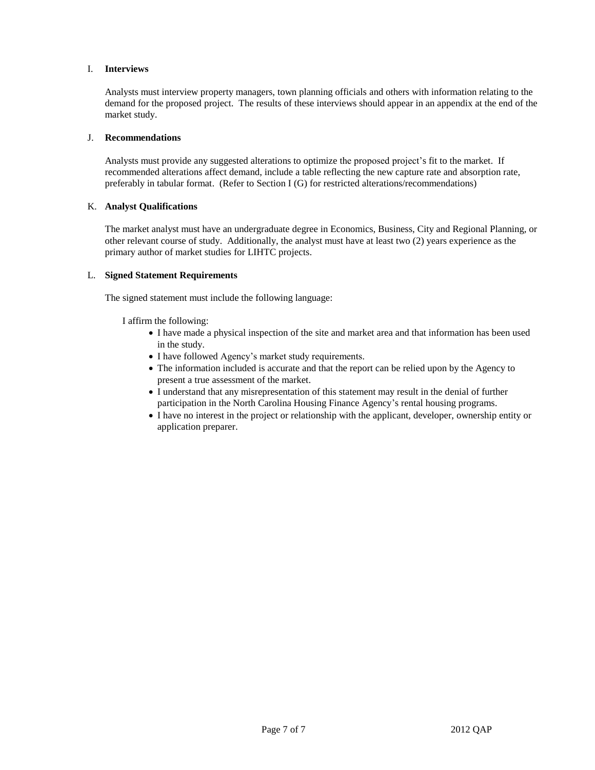I. **Interviews**

Analysts must interview property managers, town planning officials and others with information relating to the demand for the proposed project. The results of these interviews should appear in an appendix at the end of the market study.

J. **Recommendations**

Analysts must provide any suggested alterations to optimize the proposed project's fit to the market. If recommended alterations affect demand, include a table reflecting the new capture rate and absorption rate, preferably in tabular format. (Refer to Section I (G) for restricted alterations/recommendations)

K. **Analyst Qualifications**

The market analyst must have an undergraduate degree in Economics, Business, City and Regional Planning, or other relevant course of study. Additionally, the analyst must have at least two (2) years experience as the primary author of market studies for LIHTC projects.

L. **Signed Statement Requirements**

The signed statement must include the following language:

I affirm the following:

- I have made a physical inspection of the site and market area and that information has been used in the study.
- I have followed Agency's market study requirements.
- The information included is accurate and that the report can be relied upon by the Agency to present a true assessment of the market.
- I understand that any misrepresentation of this statement may result in the denial of further participation in the North Carolina Housing Finance Agency's rental housing programs.
- I have no interest in the project or relationship with the applicant, developer, ownership entity or application preparer.